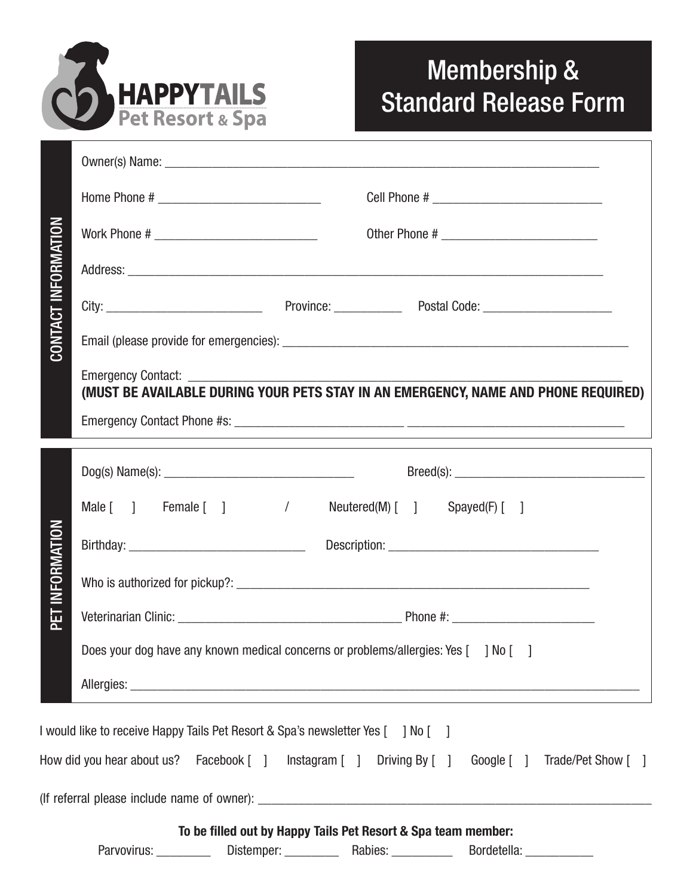**HAPPYTAILS**
**Pet Resort & Spa**

# Membership & Standard Release Form

## CONTACT INFORMATION

Owner(s) Name: ________________________________________________________________

Home Phone # _________________________ Cell Phone # __________________________

Work Phone # _________________________ Other Phone # ________________________

Address: ______________________________________________________________________

City: ________________________ Province: ___________ Postal Code: ____________________

Email (please provide for emergencies): ________________________________________________

Emergency Contact: ____________________________________________________________
**(MUST BE AVAILABLE DURING YOUR PETS STAY IN AN EMERGENCY, NAME AND PHONE REQUIRED)**

Emergency Contact Phone #s: _________________________ _________________________________

## PET INFORMATION

Dog(s) Name(s): ______________________________ Breed(s): ______________________________

Male [ ] Female [ ] / Neutered(M) [ ] Spayed(F) [ ]

Birthday: ____________________________ Description: __________________________________

Who is authorized for pickup?: _________________________________________________________

Veterinarian Clinic: ___________________________________ Phone #: ______________________

Does your dog have any known medical concerns or problems/allergies: Yes [ ] No [ ]

Allergies: ______________________________________________________________________

I would like to receive Happy Tails Pet Resort & Spa's newsletter Yes [ ] No [ ]

How did you hear about us? Facebook [ ] Instagram [ ] Driving By [ ] Google [ ] Trade/Pet Show [ ]

(If referral please include name of owner): ________________________________________________

**To be filled out by Happy Tails Pet Resort & Spa team member:**

Parvovirus: _________ Distemper: _________ Rabies: __________ Bordetella: ___________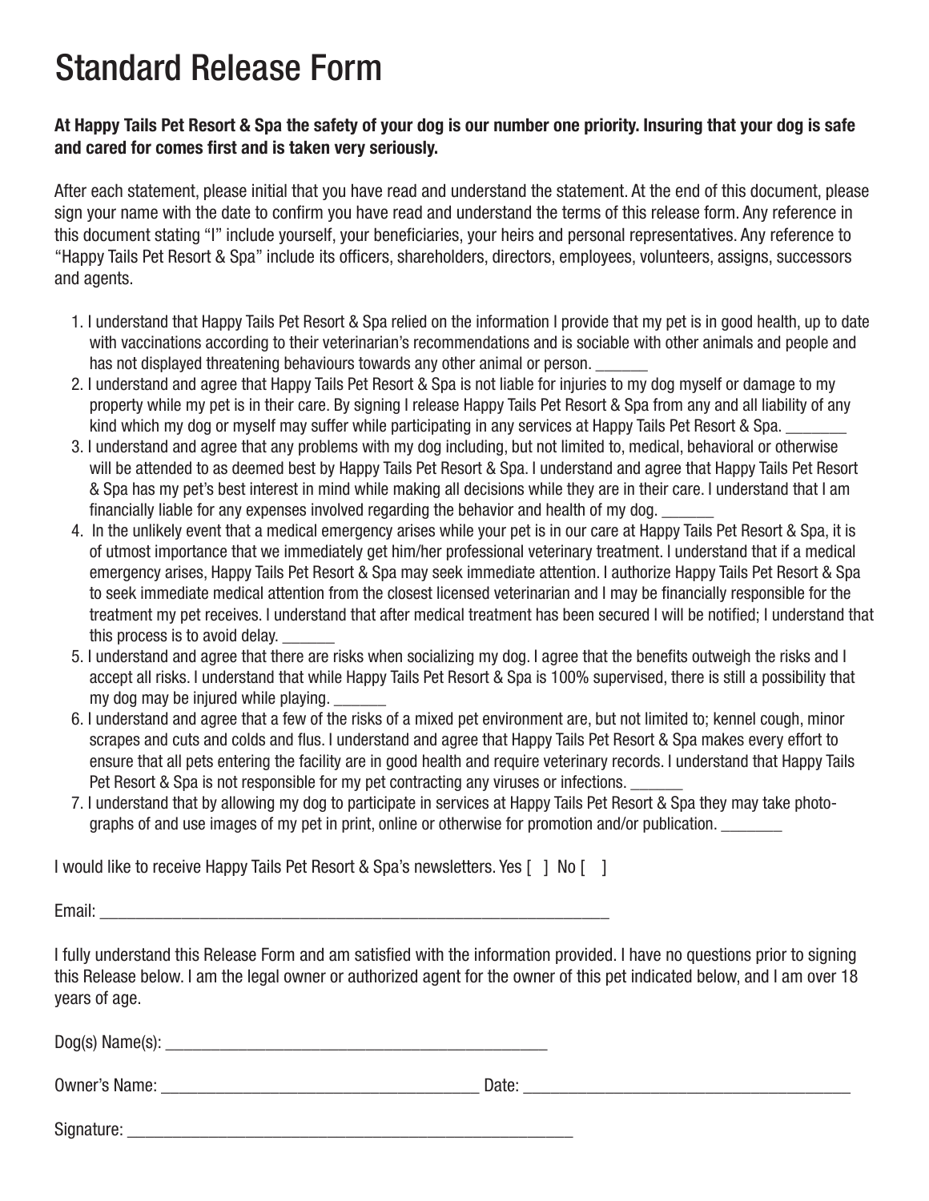# Standard Release Form

**At Happy Tails Pet Resort & Spa the safety of your dog is our number one priority. Insuring that your dog is safe and cared for comes first and is taken very seriously.**

After each statement, please initial that you have read and understand the statement. At the end of this document, please sign your name with the date to confirm you have read and understand the terms of this release form. Any reference in this document stating "I" include yourself, your beneficiaries, your heirs and personal representatives. Any reference to "Happy Tails Pet Resort & Spa" include its officers, shareholders, directors, employees, volunteers, assigns, successors and agents.

1. I understand that Happy Tails Pet Resort & Spa relied on the information I provide that my pet is in good health, up to date with vaccinations according to their veterinarian's recommendations and is sociable with other animals and people and has not displayed threatening behaviours towards any other animal or person. ______
2. I understand and agree that Happy Tails Pet Resort & Spa is not liable for injuries to my dog myself or damage to my property while my pet is in their care. By signing I release Happy Tails Pet Resort & Spa from any and all liability of any kind which my dog or myself may suffer while participating in any services at Happy Tails Pet Resort & Spa. _______
3. I understand and agree that any problems with my dog including, but not limited to, medical, behavioral or otherwise will be attended to as deemed best by Happy Tails Pet Resort & Spa. I understand and agree that Happy Tails Pet Resort & Spa has my pet's best interest in mind while making all decisions while they are in their care. I understand that I am financially liable for any expenses involved regarding the behavior and health of my dog. ______
4. In the unlikely event that a medical emergency arises while your pet is in our care at Happy Tails Pet Resort & Spa, it is of utmost importance that we immediately get him/her professional veterinary treatment. I understand that if a medical emergency arises, Happy Tails Pet Resort & Spa may seek immediate attention. I authorize Happy Tails Pet Resort & Spa to seek immediate medical attention from the closest licensed veterinarian and I may be financially responsible for the treatment my pet receives. I understand that after medical treatment has been secured I will be notified; I understand that this process is to avoid delay. ______
5. I understand and agree that there are risks when socializing my dog. I agree that the benefits outweigh the risks and I accept all risks. I understand that while Happy Tails Pet Resort & Spa is 100% supervised, there is still a possibility that my dog may be injured while playing. ______
6. I understand and agree that a few of the risks of a mixed pet environment are, but not limited to; kennel cough, minor scrapes and cuts and colds and flus. I understand and agree that Happy Tails Pet Resort & Spa makes every effort to ensure that all pets entering the facility are in good health and require veterinary records. I understand that Happy Tails Pet Resort & Spa is not responsible for my pet contracting any viruses or infections. ______
7. I understand that by allowing my dog to participate in services at Happy Tails Pet Resort & Spa they may take photographs of and use images of my pet in print, online or otherwise for promotion and/or publication. _______

I would like to receive Happy Tails Pet Resort & Spa's newsletters. Yes [ ] No [ ]

Email: ____________________________________________________________

I fully understand this Release Form and am satisfied with the information provided. I have no questions prior to signing this Release below. I am the legal owner or authorized agent for the owner of this pet indicated below, and I am over 18 years of age.

Dog(s) Name(s): ____________________________________________

Owner's Name: ____________________________________ Date: _____________________________________

Signature: ____________________________________________________